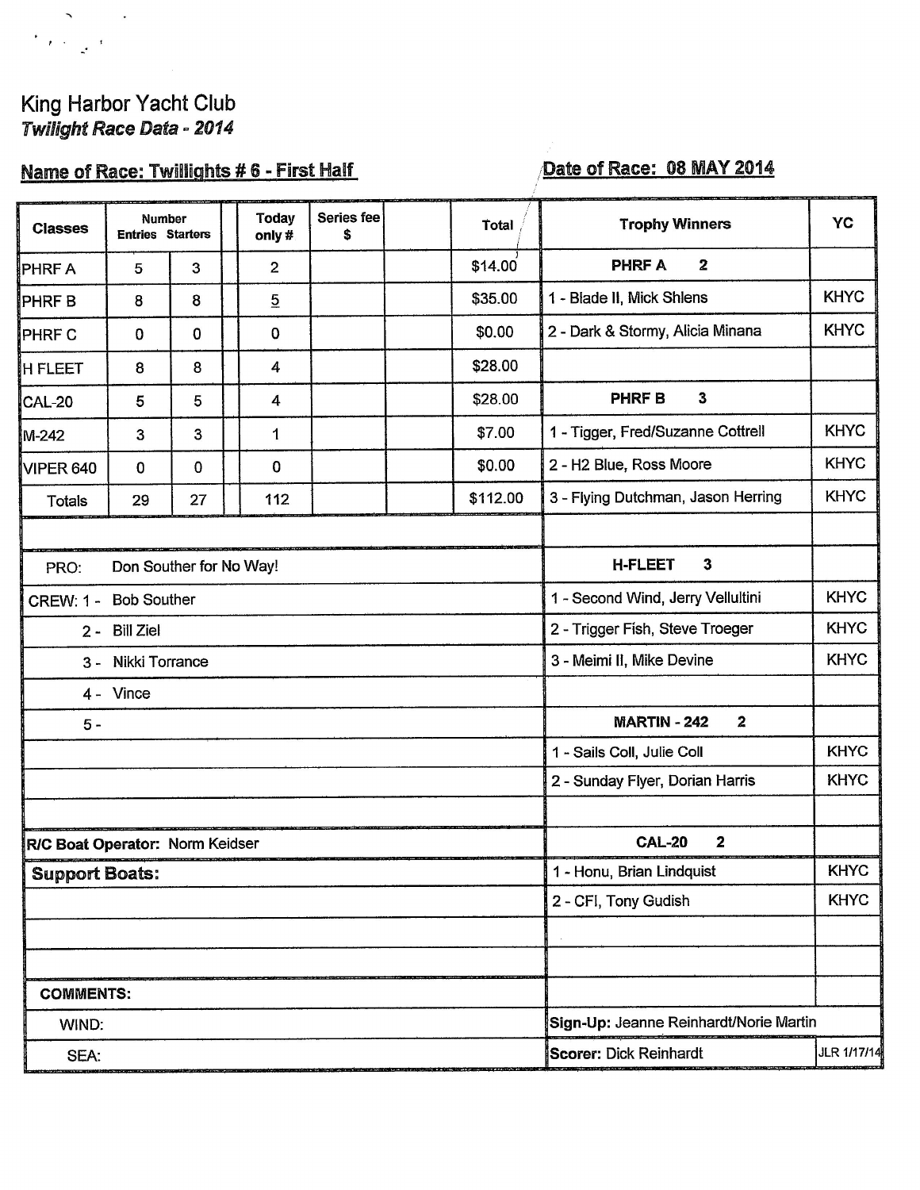# King Harbor Yacht Club

*Twilight Race Data - 2014*

**Name of Race: Twillights # 6 - First Half** **Date of Race: 08 MAY 2014**

| Classes | Number Entries | Starters | Today only # | Series fee $ | | Total |
|---|---|---|---|---|---|---|
| PHRF A | 5 | 3 | 2 | | | $14.00 |
| PHRF B | 8 | 8 | 5 | | | $35.00 |
| PHRF C | 0 | 0 | 0 | | | $0.00 |
| H FLEET | 8 | 8 | 4 | | | $28.00 |
| CAL-20 | 5 | 5 | 4 | | | $28.00 |
| M-242 | 3 | 3 | 1 | | | $7.00 |
| VIPER 640 | 0 | 0 | 0 | | | $0.00 |
| Totals | 29 | 27 | 112 | | | $112.00 |

PRO: Don Souther for No Way!

CREW:
1 - Bob Souther
2 - Bill Ziel
3 - Nikki Torrance
4 - Vince
5 -

**R/C Boat Operator:** Norm Keidser

**Support Boats:**

**COMMENTS:**

WIND:

SEA:

| Trophy Winners | YC |
|---|---|
| **PHRF A 2** | |
| 1 - Blade II, Mick Shlens | KHYC |
| 2 - Dark & Stormy, Alicia Minana | KHYC |
| **PHRF B 3** | |
| 1 - Tigger, Fred/Suzanne Cottrell | KHYC |
| 2 - H2 Blue, Ross Moore | KHYC |
| 3 - Flying Dutchman, Jason Herring | KHYC |
| **H-FLEET 3** | |
| 1 - Second Wind, Jerry Vellultini | KHYC |
| 2 - Trigger Fish, Steve Troeger | KHYC |
| 3 - Meimi II, Mike Devine | KHYC |
| **MARTIN - 242 2** | |
| 1 - Sails Coll, Julie Coll | KHYC |
| 2 - Sunday Flyer, Dorian Harris | KHYC |
| **CAL-20 2** | |
| 1 - Honu, Brian Lindquist | KHYC |
| 2 - CFI, Tony Gudish | KHYC |

**Sign-Up:** Jeanne Reinhardt/Norie Martin

**Scorer:** Dick Reinhardt

JLR 1/17/14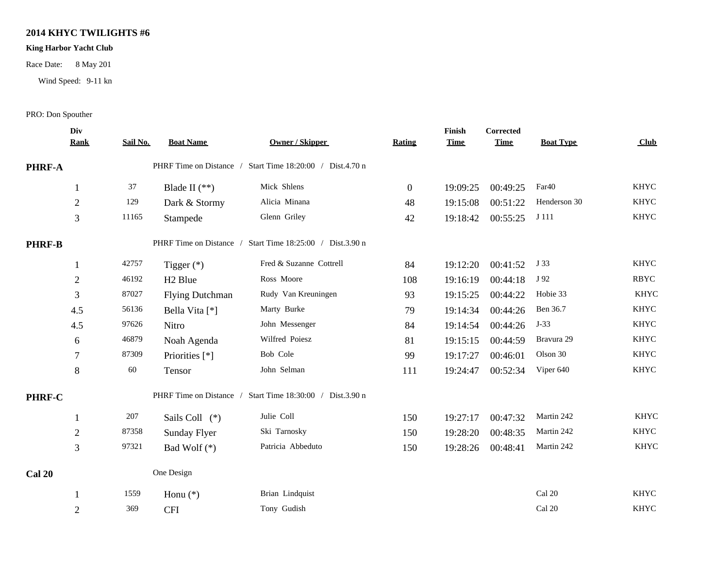## 2014 KHYC TWILIGHTS #6

**King Harbor Yacht Club**

Race Date: 8 May 201

Wind Speed: 9-11 kn

PRO: Don Spouther

| Div Rank | Sail No. | Boat Name | Owner / Skipper | Rating | Finish Time | Corrected Time | Boat Type | Club |
|---|---|---|---|---|---|---|---|---|
| **PHRF-A** | | PHRF Time on Distance / Start Time 18:20:00 / Dist.4.70 n | | | | | | |
| 1 | 37 | Blade II (**) | Mick Shlens | 0 | 19:09:25 | 00:49:25 | Far40 | KHYC |
| 2 | 129 | Dark & Stormy | Alicia Minana | 48 | 19:15:08 | 00:51:22 | Henderson 30 | KHYC |
| 3 | 11165 | Stampede | Glenn Griley | 42 | 19:18:42 | 00:55:25 | J 111 | KHYC |
| **PHRF-B** | | PHRF Time on Distance / Start Time 18:25:00 / Dist.3.90 n | | | | | | |
| 1 | 42757 | Tigger (*) | Fred & Suzanne Cottrell | 84 | 19:12:20 | 00:41:52 | J 33 | KHYC |
| 2 | 46192 | H2 Blue | Ross Moore | 108 | 19:16:19 | 00:44:18 | J 92 | RBYC |
| 3 | 87027 | Flying Dutchman | Rudy Van Kreuningen | 93 | 19:15:25 | 00:44:22 | Hobie 33 | KHYC |
| 4.5 | 56136 | Bella Vita [*] | Marty Burke | 79 | 19:14:34 | 00:44:26 | Ben 36.7 | KHYC |
| 4.5 | 97626 | Nitro | John Messenger | 84 | 19:14:54 | 00:44:26 | J-33 | KHYC |
| 6 | 46879 | Noah Agenda | Wilfred Poiesz | 81 | 19:15:15 | 00:44:59 | Bravura 29 | KHYC |
| 7 | 87309 | Priorities [*] | Bob Cole | 99 | 19:17:27 | 00:46:01 | Olson 30 | KHYC |
| 8 | 60 | Tensor | John Selman | 111 | 19:24:47 | 00:52:34 | Viper 640 | KHYC |
| **PHRF-C** | | PHRF Time on Distance / Start Time 18:30:00 / Dist.3.90 n | | | | | | |
| 1 | 207 | Sails Coll (*) | Julie Coll | 150 | 19:27:17 | 00:47:32 | Martin 242 | KHYC |
| 2 | 87358 | Sunday Flyer | Ski Tarnosky | 150 | 19:28:20 | 00:48:35 | Martin 242 | KHYC |
| 3 | 97321 | Bad Wolf (*) | Patricia Abbeduto | 150 | 19:28:26 | 00:48:41 | Martin 242 | KHYC |
| **Cal 20** | | One Design | | | | | | |
| 1 | 1559 | Honu (*) | Brian Lindquist | | | | Cal 20 | KHYC |
| 2 | 369 | CFI | Tony Gudish | | | | Cal 20 | KHYC |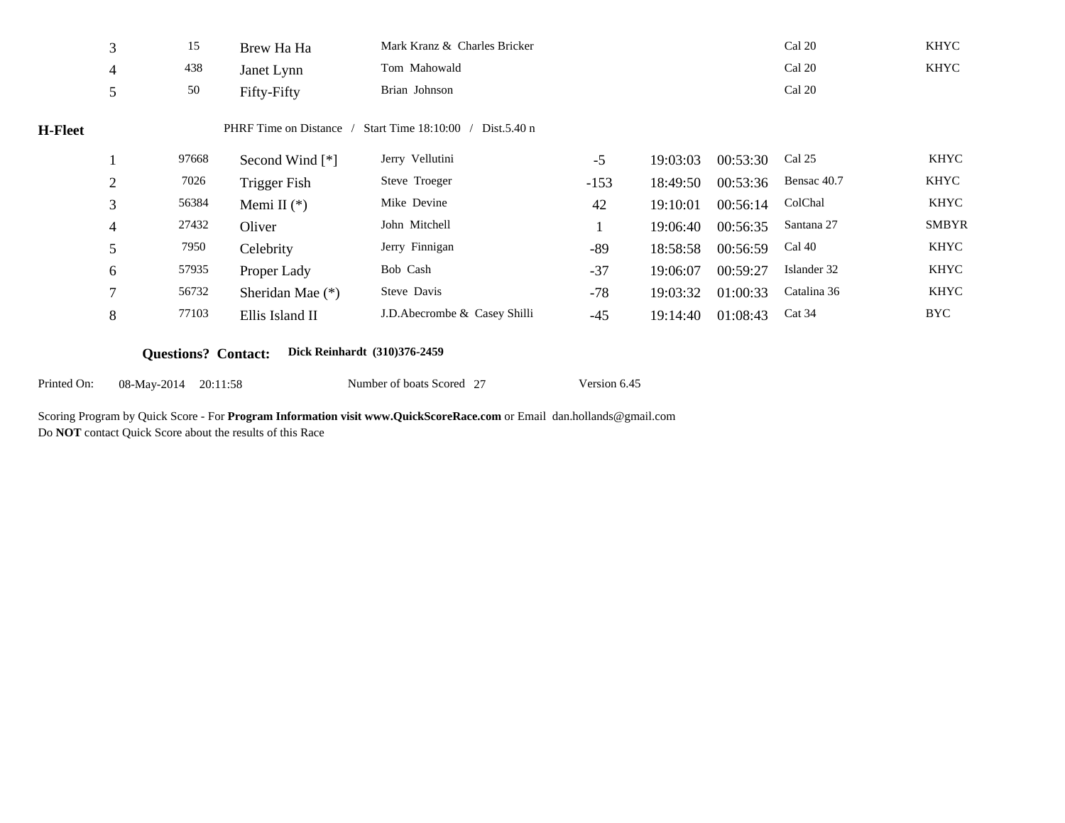| | | | | | | | | |
|---|---|---|---|---|---|---|---|---|
| 3 | 15 | Brew Ha Ha | Mark Kranz & Charles Bricker | | | | Cal 20 | KHYC |
| 4 | 438 | Janet Lynn | Tom Mahowald | | | | Cal 20 | KHYC |
| 5 | 50 | Fifty-Fifty | Brian Johnson | | | | Cal 20 | |

**H-Fleet** PHRF Time on Distance / Start Time 18:10:00 / Dist.5.40 n

| | | | | | | | | |
|---|---|---|---|---|---|---|---|---|
| 1 | 97668 | Second Wind [*] | Jerry Vellutini | -5 | 19:03:03 | 00:53:30 | Cal 25 | KHYC |
| 2 | 7026 | Trigger Fish | Steve Troeger | -153 | 18:49:50 | 00:53:36 | Bensac 40.7 | KHYC |
| 3 | 56384 | Memi II (*) | Mike Devine | 42 | 19:10:01 | 00:56:14 | ColChal | KHYC |
| 4 | 27432 | Oliver | John Mitchell | 1 | 19:06:40 | 00:56:35 | Santana 27 | SMBYR |
| 5 | 7950 | Celebrity | Jerry Finnigan | -89 | 18:58:58 | 00:56:59 | Cal 40 | KHYC |
| 6 | 57935 | Proper Lady | Bob Cash | -37 | 19:06:07 | 00:59:27 | Islander 32 | KHYC |
| 7 | 56732 | Sheridan Mae (*) | Steve Davis | -78 | 19:03:32 | 01:00:33 | Catalina 36 | KHYC |
| 8 | 77103 | Ellis Island II | J.D.Abecrombe & Casey Shilli | -45 | 19:14:40 | 01:08:43 | Cat 34 | BYC |

**Questions? Contact:** **Dick Reinhardt (310)376-2459**

Printed On: 08-May-2014 20:11:58 Number of boats Scored 27 Version 6.45

Scoring Program by Quick Score - For **Program Information visit www.QuickScoreRace.com** or Email dan.hollands@gmail.com
Do **NOT** contact Quick Score about the results of this Race